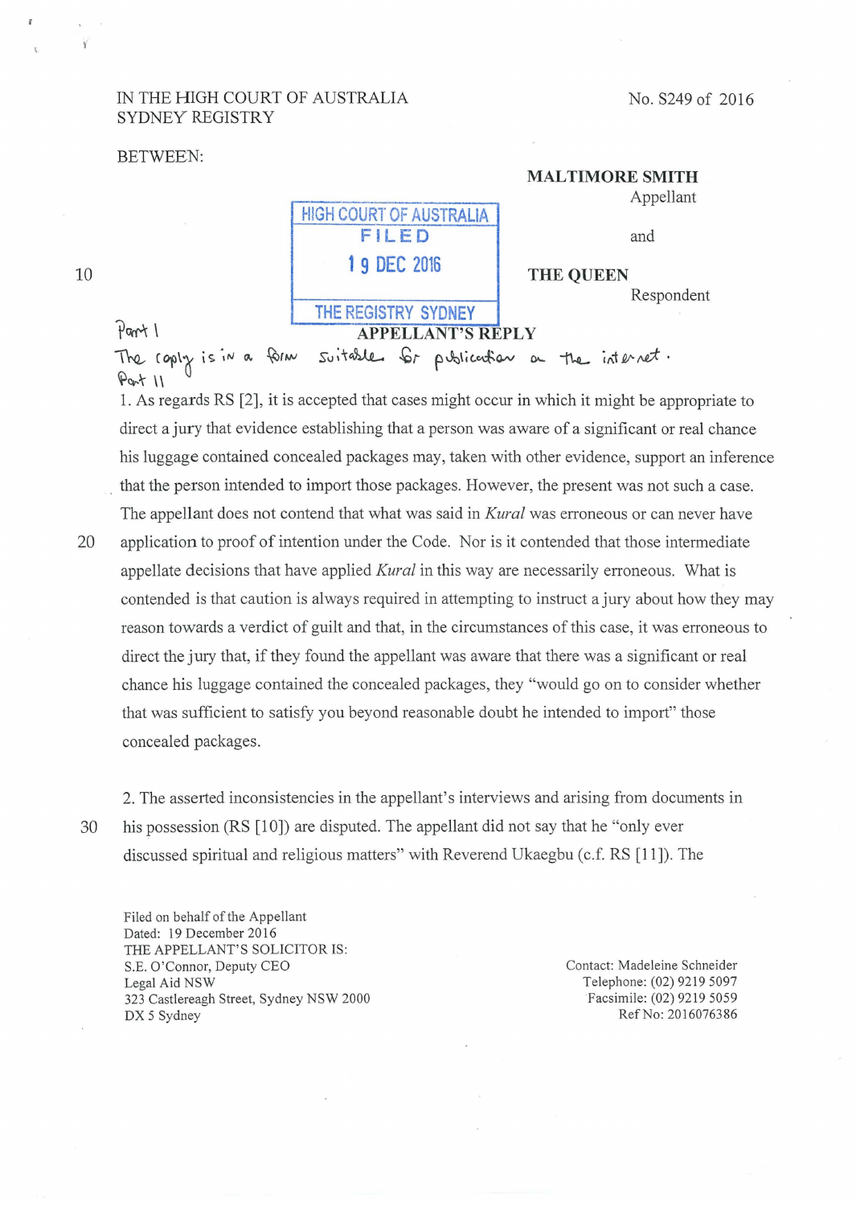IN THE HIGH COURT OF AUSTRALIA
SYDNEY REGISTRY

No. S249 of 2016

BETWEEN:

**MALTIMORE SMITH**
Appellant

and

**THE QUEEN**
Respondent

HIGH COURT OF AUSTRALIA
FILED
19 DEC 2016
THE REGISTRY SYDNEY

## APPELLANT'S REPLY

Part I

The reply is in a form suitable for publication on the internet.

Part II

1. As regards RS [2], it is accepted that cases might occur in which it might be appropriate to direct a jury that evidence establishing that a person was aware of a significant or real chance his luggage contained concealed packages may, taken with other evidence, support an inference that the person intended to import those packages. However, the present was not such a case. The appellant does not contend that what was said in *Kural* was erroneous or can never have application to proof of intention under the Code. Nor is it contended that those intermediate appellate decisions that have applied *Kural* in this way are necessarily erroneous. What is contended is that caution is always required in attempting to instruct a jury about how they may reason towards a verdict of guilt and that, in the circumstances of this case, it was erroneous to direct the jury that, if they found the appellant was aware that there was a significant or real chance his luggage contained the concealed packages, they "would go on to consider whether that was sufficient to satisfy you beyond reasonable doubt he intended to import" those concealed packages.

2. The asserted inconsistencies in the appellant's interviews and arising from documents in his possession (RS [10]) are disputed. The appellant did not say that he "only ever discussed spiritual and religious matters" with Reverend Ukaegbu (c.f. RS [11]). The

Filed on behalf of the Appellant
Dated: 19 December 2016
THE APPELLANT'S SOLICITOR IS:
S.E. O'Connor, Deputy CEO
Legal Aid NSW
323 Castlereagh Street, Sydney NSW 2000
DX 5 Sydney

Contact: Madeleine Schneider
Telephone: (02) 9219 5097
Facsimile: (02) 9219 5059
Ref No: 2016076386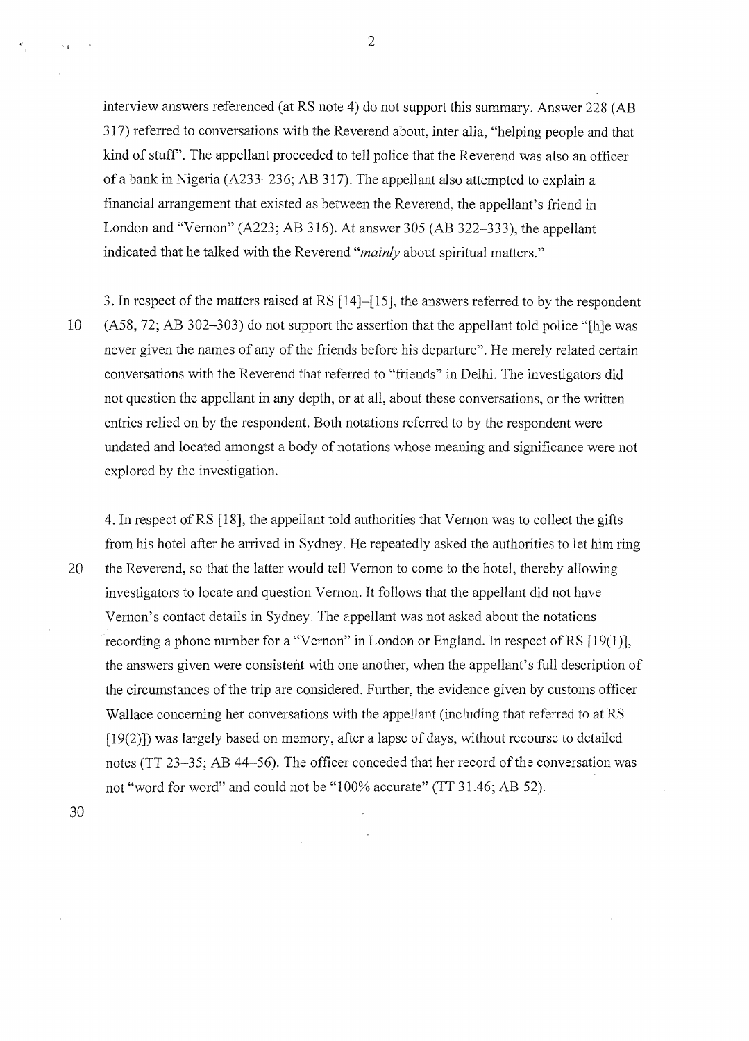interview answers referenced (at RS note 4) do not support this summary. Answer 228 (AB 317) referred to conversations with the Reverend about, inter alia, "helping people and that kind of stuff". The appellant proceeded to tell police that the Reverend was also an officer of a bank in Nigeria (A233–236; AB 317). The appellant also attempted to explain a financial arrangement that existed as between the Reverend, the appellant's friend in London and "Vernon" (A223; AB 316). At answer 305 (AB 322–333), the appellant indicated that he talked with the Reverend "*mainly* about spiritual matters."

3. In respect of the matters raised at RS [14]–[15], the answers referred to by the respondent (A58, 72; AB 302–303) do not support the assertion that the appellant told police "[h]e was never given the names of any of the friends before his departure". He merely related certain conversations with the Reverend that referred to "friends" in Delhi. The investigators did not question the appellant in any depth, or at all, about these conversations, or the written entries relied on by the respondent. Both notations referred to by the respondent were undated and located amongst a body of notations whose meaning and significance were not explored by the investigation.

4. In respect of RS [18], the appellant told authorities that Vernon was to collect the gifts from his hotel after he arrived in Sydney. He repeatedly asked the authorities to let him ring the Reverend, so that the latter would tell Vernon to come to the hotel, thereby allowing investigators to locate and question Vernon. It follows that the appellant did not have Vernon's contact details in Sydney. The appellant was not asked about the notations recording a phone number for a "Vernon" in London or England. In respect of RS [19(1)], the answers given were consistent with one another, when the appellant's full description of the circumstances of the trip are considered. Further, the evidence given by customs officer Wallace concerning her conversations with the appellant (including that referred to at RS [19(2)]) was largely based on memory, after a lapse of days, without recourse to detailed notes (TT 23–35; AB 44–56). The officer conceded that her record of the conversation was not "word for word" and could not be "100% accurate" (TT 31.46; AB 52).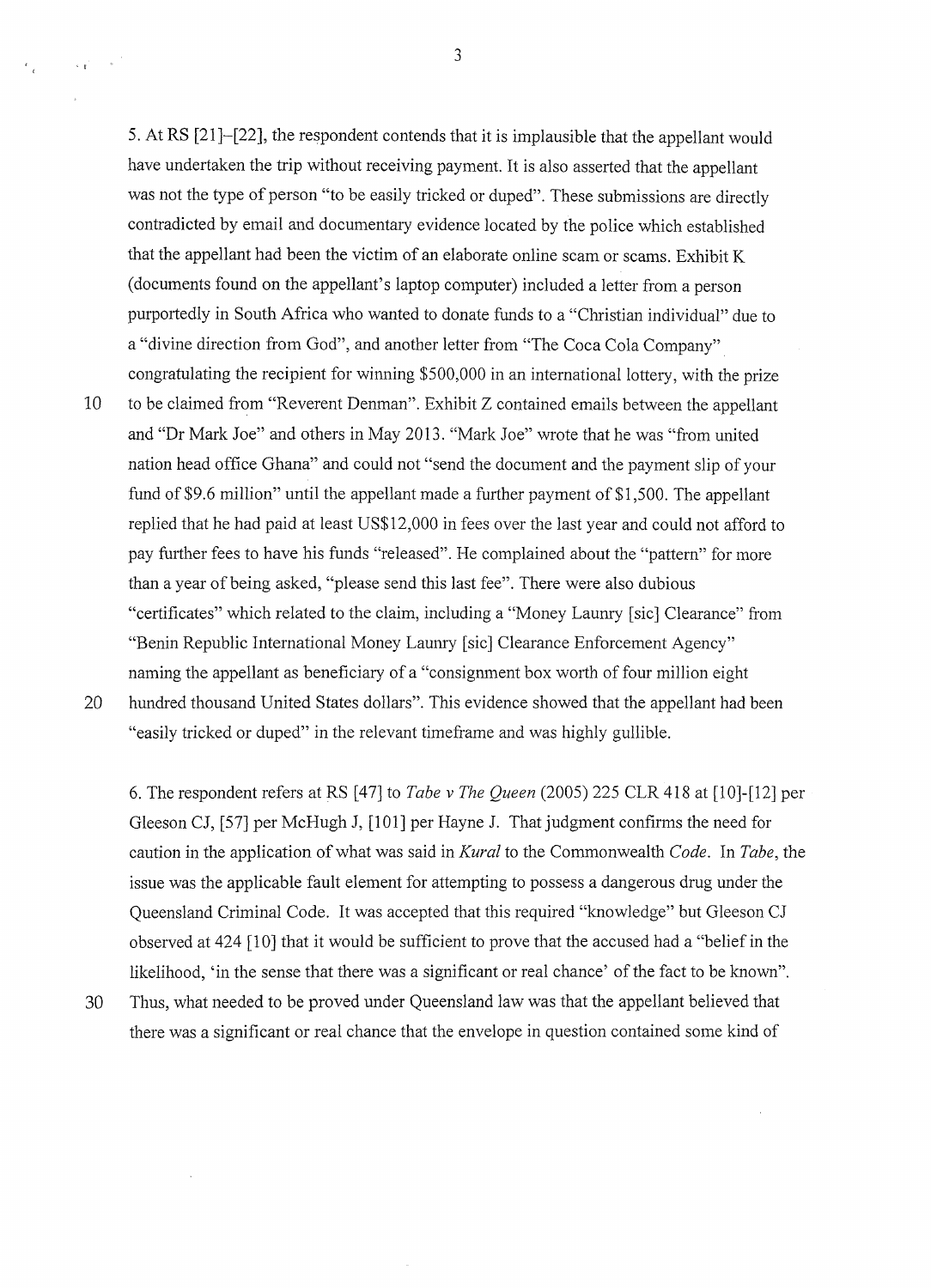5. At RS [21]–[22], the respondent contends that it is implausible that the appellant would have undertaken the trip without receiving payment. It is also asserted that the appellant was not the type of person "to be easily tricked or duped". These submissions are directly contradicted by email and documentary evidence located by the police which established that the appellant had been the victim of an elaborate online scam or scams. Exhibit K (documents found on the appellant's laptop computer) included a letter from a person purportedly in South Africa who wanted to donate funds to a "Christian individual" due to a "divine direction from God", and another letter from "The Coca Cola Company" congratulating the recipient for winning $500,000 in an international lottery, with the prize to be claimed from "Reverent Denman". Exhibit Z contained emails between the appellant and "Dr Mark Joe" and others in May 2013. "Mark Joe" wrote that he was "from united nation head office Ghana" and could not "send the document and the payment slip of your fund of $9.6 million" until the appellant made a further payment of $1,500. The appellant replied that he had paid at least US$12,000 in fees over the last year and could not afford to pay further fees to have his funds "released". He complained about the "pattern" for more than a year of being asked, "please send this last fee". There were also dubious "certificates" which related to the claim, including a "Money Launry [sic] Clearance" from "Benin Republic International Money Launry [sic] Clearance Enforcement Agency" naming the appellant as beneficiary of a "consignment box worth of four million eight hundred thousand United States dollars". This evidence showed that the appellant had been "easily tricked or duped" in the relevant timeframe and was highly gullible.

6. The respondent refers at RS [47] to *Tabe v The Queen* (2005) 225 CLR 418 at [10]-[12] per Gleeson CJ, [57] per McHugh J, [101] per Hayne J. That judgment confirms the need for caution in the application of what was said in *Kural* to the Commonwealth *Code*. In *Tabe*, the issue was the applicable fault element for attempting to possess a dangerous drug under the Queensland Criminal Code. It was accepted that this required "knowledge" but Gleeson CJ observed at 424 [10] that it would be sufficient to prove that the accused had a "belief in the likelihood, 'in the sense that there was a significant or real chance' of the fact to be known". Thus, what needed to be proved under Queensland law was that the appellant believed that there was a significant or real chance that the envelope in question contained some kind of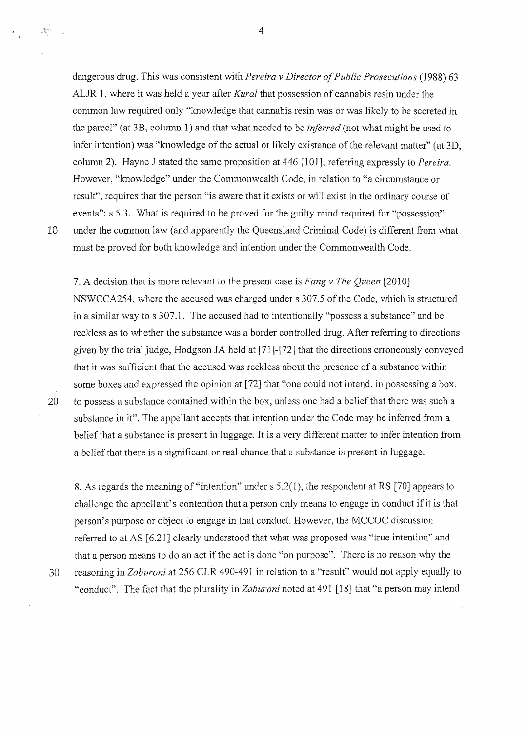dangerous drug. This was consistent with *Pereira v Director of Public Prosecutions* (1988) 63 ALJR 1, where it was held a year after *Kural* that possession of cannabis resin under the common law required only "knowledge that cannabis resin was or was likely to be secreted in the parcel" (at 3B, column 1) and that what needed to be *inferred* (not what might be used to infer intention) was "knowledge of the actual or likely existence of the relevant matter" (at 3D, column 2). Hayne J stated the same proposition at 446 [101], referring expressly to *Pereira*. However, "knowledge" under the Commonwealth Code, in relation to "a circumstance or result", requires that the person "is aware that it exists or will exist in the ordinary course of events": s 5.3. What is required to be proved for the guilty mind required for "possession" under the common law (and apparently the Queensland Criminal Code) is different from what must be proved for both knowledge and intention under the Commonwealth Code.

7. A decision that is more relevant to the present case is *Fang v The Queen* [2010] NSWCCA254, where the accused was charged under s 307.5 of the Code, which is structured in a similar way to s 307.1. The accused had to intentionally "possess a substance" and be reckless as to whether the substance was a border controlled drug. After referring to directions given by the trial judge, Hodgson JA held at [71]-[72] that the directions erroneously conveyed that it was sufficient that the accused was reckless about the presence of a substance within some boxes and expressed the opinion at [72] that "one could not intend, in possessing a box, to possess a substance contained within the box, unless one had a belief that there was such a substance in it". The appellant accepts that intention under the Code may be inferred from a belief that a substance is present in luggage. It is a very different matter to infer intention from a belief that there is a significant or real chance that a substance is present in luggage.

8. As regards the meaning of "intention" under s 5.2(1), the respondent at RS [70] appears to challenge the appellant's contention that a person only means to engage in conduct if it is that person's purpose or object to engage in that conduct. However, the MCCOC discussion referred to at AS [6.21] clearly understood that what was proposed was "true intention" and that a person means to do an act if the act is done "on purpose". There is no reason why the reasoning in *Zaburoni* at 256 CLR 490-491 in relation to a "result" would not apply equally to "conduct". The fact that the plurality in *Zaburoni* noted at 491 [18] that "a person may intend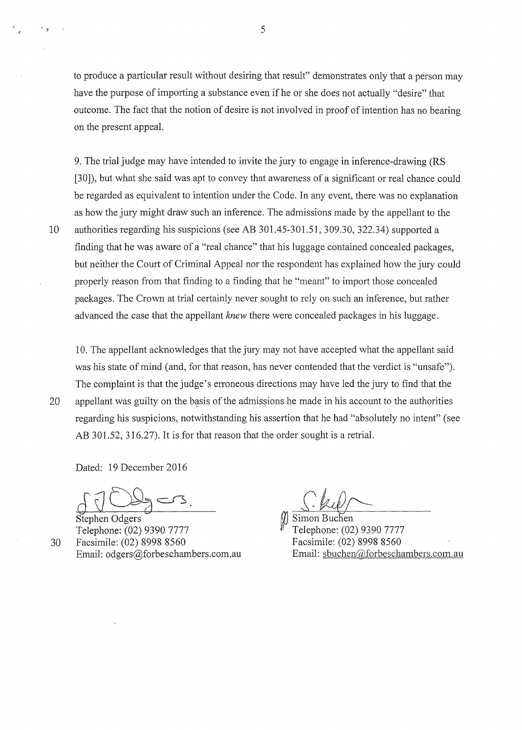to produce a particular result without desiring that result" demonstrates only that a person may have the purpose of importing a substance even if he or she does not actually "desire" that outcome. The fact that the notion of desire is not involved in proof of intention has no bearing on the present appeal.

9. The trial judge may have intended to invite the jury to engage in inference-drawing (RS [30]), but what she said was apt to convey that awareness of a significant or real chance could be regarded as equivalent to intention under the Code. In any event, there was no explanation as how the jury might draw such an inference. The admissions made by the appellant to the authorities regarding his suspicions (see AB 301.45-301.51, 309.30, 322.34) supported a finding that he was aware of a "real chance" that his luggage contained concealed packages, but neither the Court of Criminal Appeal nor the respondent has explained how the jury could properly reason from that finding to a finding that he "meant" to import those concealed packages. The Crown at trial certainly never sought to rely on such an inference, but rather advanced the case that the appellant *knew* there were concealed packages in his luggage.

10. The appellant acknowledges that the jury may not have accepted what the appellant said was his state of mind (and, for that reason, has never contended that the verdict is "unsafe"). The complaint is that the judge's erroneous directions may have led the jury to find that the appellant was guilty on the basis of the admissions he made in his account to the authorities regarding his suspicions, notwithstanding his assertion that he had "absolutely no intent" (see AB 301.52, 316.27). It is for that reason that the order sought is a retrial.

Dated: 19 December 2016

Stephen Odgers
Telephone: (02) 9390 7777
Facsimile: (02) 8998 8560
Email: odgers@forbeschambers.com.au

Simon Buchen
Telephone: (02) 9390 7777
Facsimile: (02) 8998 8560
Email: sbuchen@forbeschambers.com.au